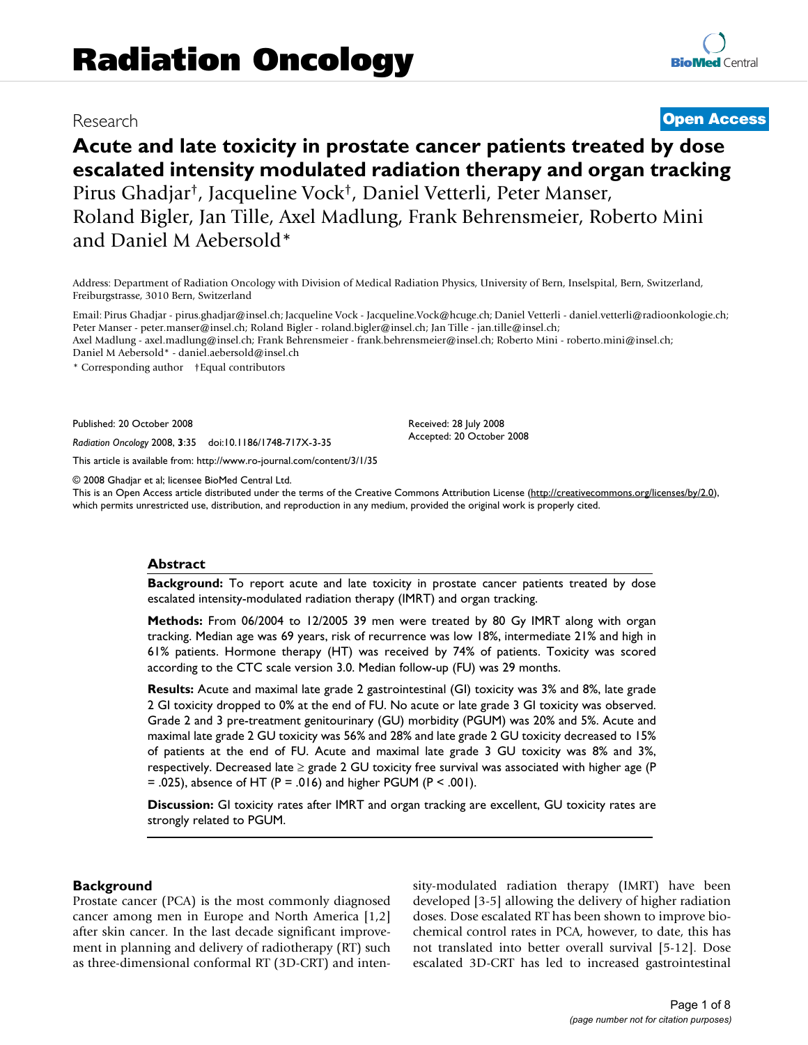Research

**Open Access**

# Acute and late toxicity in prostate cancer patients treated by dose escalated intensity modulated radiation therapy and organ tracking

Pirus Ghadjar†, Jacqueline Vock†, Daniel Vetterli, Peter Manser, Roland Bigler, Jan Tille, Axel Madlung, Frank Behrensmeier, Roberto Mini and Daniel M Aebersold*

Address: Department of Radiation Oncology with Division of Medical Radiation Physics, University of Bern, Inselspital, Bern, Switzerland, Freiburgstrasse, 3010 Bern, Switzerland

Email: Pirus Ghadjar - pirus.ghadjar@insel.ch; Jacqueline Vock - Jacqueline.Vock@hcuge.ch; Daniel Vetterli - daniel.vetterli@radioonkologie.ch; Peter Manser - peter.manser@insel.ch; Roland Bigler - roland.bigler@insel.ch; Jan Tille - jan.tille@insel.ch; Axel Madlung - axel.madlung@insel.ch; Frank Behrensmeier - frank.behrensmeier@insel.ch; Roberto Mini - roberto.mini@insel.ch; Daniel M Aebersold* - daniel.aebersold@insel.ch

\* Corresponding author †Equal contributors

Published: 20 October 2008

*Radiation Oncology* 2008, **3**:35 doi:10.1186/1748-717X-3-35

Received: 28 July 2008
Accepted: 20 October 2008

This article is available from: http://www.ro-journal.com/content/3/1/35

© 2008 Ghadjar et al; licensee BioMed Central Ltd.
This is an Open Access article distributed under the terms of the Creative Commons Attribution License (http://creativecommons.org/licenses/by/2.0), which permits unrestricted use, distribution, and reproduction in any medium, provided the original work is properly cited.

## Abstract

**Background:** To report acute and late toxicity in prostate cancer patients treated by dose escalated intensity-modulated radiation therapy (IMRT) and organ tracking.

**Methods:** From 06/2004 to 12/2005 39 men were treated by 80 Gy IMRT along with organ tracking. Median age was 69 years, risk of recurrence was low 18%, intermediate 21% and high in 61% patients. Hormone therapy (HT) was received by 74% of patients. Toxicity was scored according to the CTC scale version 3.0. Median follow-up (FU) was 29 months.

**Results:** Acute and maximal late grade 2 gastrointestinal (GI) toxicity was 3% and 8%, late grade 2 GI toxicity dropped to 0% at the end of FU. No acute or late grade 3 GI toxicity was observed. Grade 2 and 3 pre-treatment genitourinary (GU) morbidity (PGUM) was 20% and 5%. Acute and maximal late grade 2 GU toxicity was 56% and 28% and late grade 2 GU toxicity decreased to 15% of patients at the end of FU. Acute and maximal late grade 3 GU toxicity was 8% and 3%, respectively. Decreased late ≥ grade 2 GU toxicity free survival was associated with higher age ($P = .025$), absence of HT ($P = .016$) and higher PGUM ($P < .001$).

**Discussion:** GI toxicity rates after IMRT and organ tracking are excellent, GU toxicity rates are strongly related to PGUM.

## Background

Prostate cancer (PCA) is the most commonly diagnosed cancer among men in Europe and North America [1,2] after skin cancer. In the last decade significant improvement in planning and delivery of radiotherapy (RT) such as three-dimensional conformal RT (3D-CRT) and intensity-modulated radiation therapy (IMRT) have been developed [3-5] allowing the delivery of higher radiation doses. Dose escalated RT has been shown to improve biochemical control rates in PCA, however, to date, this has not translated into better overall survival [5-12]. Dose escalated 3D-CRT has led to increased gastrointestinal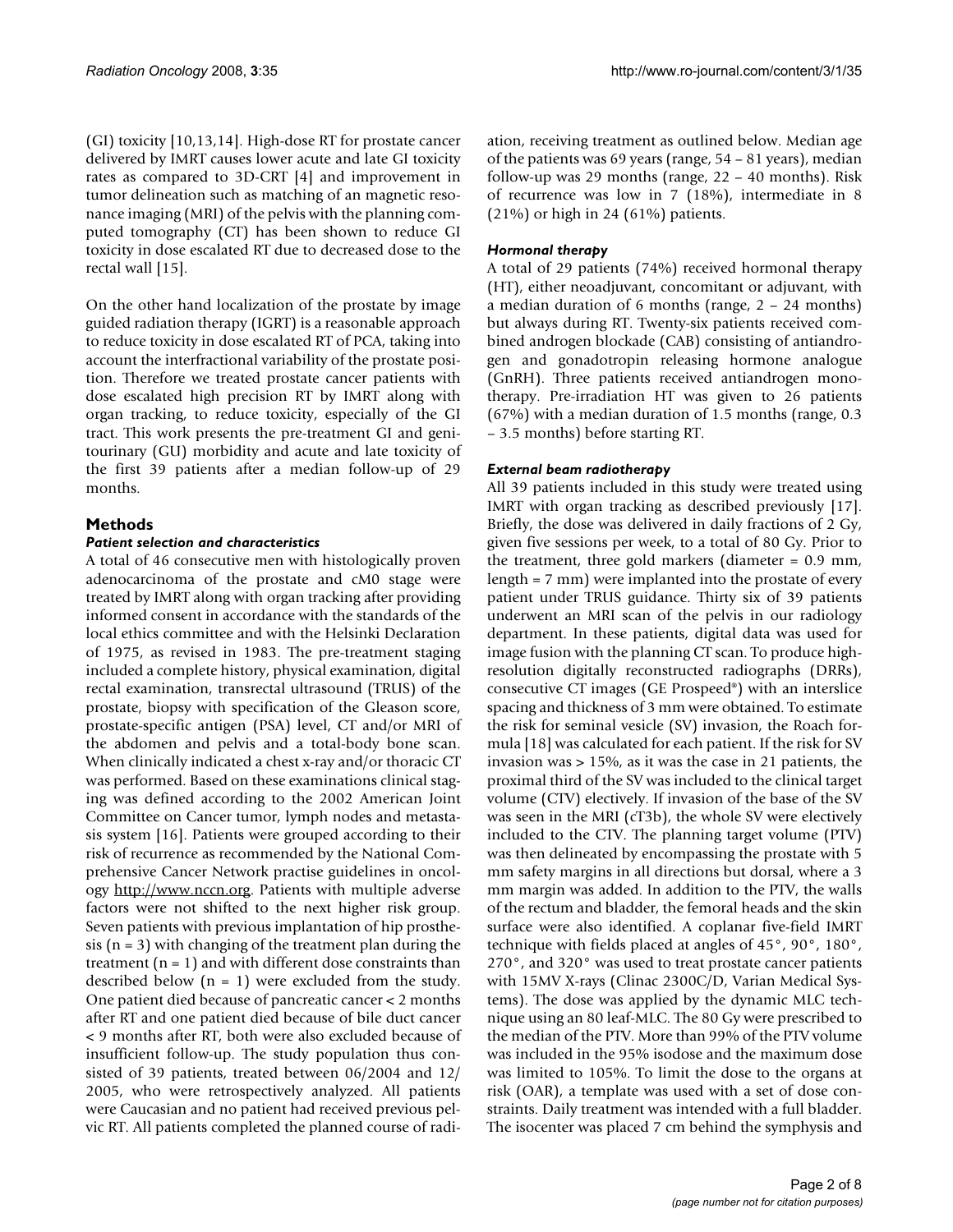(GI) toxicity [10,13,14]. High-dose RT for prostate cancer delivered by IMRT causes lower acute and late GI toxicity rates as compared to 3D-CRT [4] and improvement in tumor delineation such as matching of an magnetic resonance imaging (MRI) of the pelvis with the planning computed tomography (CT) has been shown to reduce GI toxicity in dose escalated RT due to decreased dose to the rectal wall [15].

On the other hand localization of the prostate by image guided radiation therapy (IGRT) is a reasonable approach to reduce toxicity in dose escalated RT of PCA, taking into account the interfractional variability of the prostate position. Therefore we treated prostate cancer patients with dose escalated high precision RT by IMRT along with organ tracking, to reduce toxicity, especially of the GI tract. This work presents the pre-treatment GI and genitourinary (GU) morbidity and acute and late toxicity of the first 39 patients after a median follow-up of 29 months.

## Methods

### *Patient selection and characteristics*

A total of 46 consecutive men with histologically proven adenocarcinoma of the prostate and cM0 stage were treated by IMRT along with organ tracking after providing informed consent in accordance with the standards of the local ethics committee and with the Helsinki Declaration of 1975, as revised in 1983. The pre-treatment staging included a complete history, physical examination, digital rectal examination, transrectal ultrasound (TRUS) of the prostate, biopsy with specification of the Gleason score, prostate-specific antigen (PSA) level, CT and/or MRI of the abdomen and pelvis and a total-body bone scan. When clinically indicated a chest x-ray and/or thoracic CT was performed. Based on these examinations clinical staging was defined according to the 2002 American Joint Committee on Cancer tumor, lymph nodes and metastasis system [16]. Patients were grouped according to their risk of recurrence as recommended by the National Comprehensive Cancer Network practise guidelines in oncology http://www.nccn.org. Patients with multiple adverse factors were not shifted to the next higher risk group. Seven patients with previous implantation of hip prosthesis (n = 3) with changing of the treatment plan during the treatment (n = 1) and with different dose constraints than described below (n = 1) were excluded from the study. One patient died because of pancreatic cancer < 2 months after RT and one patient died because of bile duct cancer < 9 months after RT, both were also excluded because of insufficient follow-up. The study population thus consisted of 39 patients, treated between 06/2004 and 12/2005, who were retrospectively analyzed. All patients were Caucasian and no patient had received previous pelvic RT. All patients completed the planned course of radiation, receiving treatment as outlined below. Median age of the patients was 69 years (range, 54 – 81 years), median follow-up was 29 months (range, 22 – 40 months). Risk of recurrence was low in 7 (18%), intermediate in 8 (21%) or high in 24 (61%) patients.

### *Hormonal therapy*

A total of 29 patients (74%) received hormonal therapy (HT), either neoadjuvant, concomitant or adjuvant, with a median duration of 6 months (range, 2 – 24 months) but always during RT. Twenty-six patients received combined androgen blockade (CAB) consisting of antiandrogen and gonadotropin releasing hormone analogue (GnRH). Three patients received antiandrogen monotherapy. Pre-irradiation HT was given to 26 patients (67%) with a median duration of 1.5 months (range, 0.3 – 3.5 months) before starting RT.

### *External beam radiotherapy*

All 39 patients included in this study were treated using IMRT with organ tracking as described previously [17]. Briefly, the dose was delivered in daily fractions of 2 Gy, given five sessions per week, to a total of 80 Gy. Prior to the treatment, three gold markers (diameter = 0.9 mm, length = 7 mm) were implanted into the prostate of every patient under TRUS guidance. Thirty six of 39 patients underwent an MRI scan of the pelvis in our radiology department. In these patients, digital data was used for image fusion with the planning CT scan. To produce high-resolution digitally reconstructed radiographs (DRRs), consecutive CT images (GE Prospeed®) with an interslice spacing and thickness of 3 mm were obtained. To estimate the risk for seminal vesicle (SV) invasion, the Roach formula [18] was calculated for each patient. If the risk for SV invasion was > 15%, as it was the case in 21 patients, the proximal third of the SV was included to the clinical target volume (CTV) electively. If invasion of the base of the SV was seen in the MRI (cT3b), the whole SV were electively included to the CTV. The planning target volume (PTV) was then delineated by encompassing the prostate with 5 mm safety margins in all directions but dorsal, where a 3 mm margin was added. In addition to the PTV, the walls of the rectum and bladder, the femoral heads and the skin surface were also identified. A coplanar five-field IMRT technique with fields placed at angles of 45°, 90°, 180°, 270°, and 320° was used to treat prostate cancer patients with 15MV X-rays (Clinac 2300C/D, Varian Medical Systems). The dose was applied by the dynamic MLC technique using an 80 leaf-MLC. The 80 Gy were prescribed to the median of the PTV. More than 99% of the PTV volume was included in the 95% isodose and the maximum dose was limited to 105%. To limit the dose to the organs at risk (OAR), a template was used with a set of dose constraints. Daily treatment was intended with a full bladder. The isocenter was placed 7 cm behind the symphysis and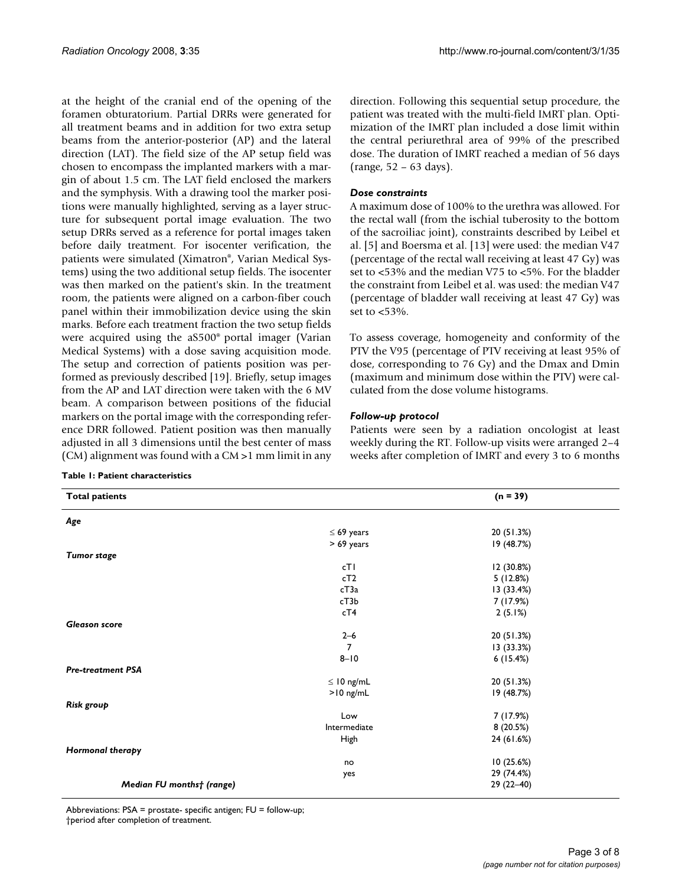at the height of the cranial end of the opening of the foramen obturatorium. Partial DRRs were generated for all treatment beams and in addition for two extra setup beams from the anterior-posterior (AP) and the lateral direction (LAT). The field size of the AP setup field was chosen to encompass the implanted markers with a margin of about 1.5 cm. The LAT field enclosed the markers and the symphysis. With a drawing tool the marker positions were manually highlighted, serving as a layer structure for subsequent portal image evaluation. The two setup DRRs served as a reference for portal images taken before daily treatment. For isocenter verification, the patients were simulated (Ximatron®, Varian Medical Systems) using the two additional setup fields. The isocenter was then marked on the patient's skin. In the treatment room, the patients were aligned on a carbon-fiber couch panel within their immobilization device using the skin marks. Before each treatment fraction the two setup fields were acquired using the aS500® portal imager (Varian Medical Systems) with a dose saving acquisition mode. The setup and correction of patients position was performed as previously described [19]. Briefly, setup images from the AP and LAT direction were taken with the 6 MV beam. A comparison between positions of the fiducial markers on the portal image with the corresponding reference DRR followed. Patient position was then manually adjusted in all 3 dimensions until the best center of mass (CM) alignment was found with a CM >1 mm limit in any direction. Following this sequential setup procedure, the patient was treated with the multi-field IMRT plan. Optimization of the IMRT plan included a dose limit within the central periurethral area of 99% of the prescribed dose. The duration of IMRT reached a median of 56 days (range, 52 – 63 days).

### *Dose constraints*

A maximum dose of 100% to the urethra was allowed. For the rectal wall (from the ischial tuberosity to the bottom of the sacroiliac joint), constraints described by Leibel et al. [5] and Boersma et al. [13] were used: the median V47 (percentage of the rectal wall receiving at least 47 Gy) was set to <53% and the median V75 to <5%. For the bladder the constraint from Leibel et al. was used: the median V47 (percentage of bladder wall receiving at least 47 Gy) was set to <53%.

To assess coverage, homogeneity and conformity of the PTV the V95 (percentage of PTV receiving at least 95% of dose, corresponding to 76 Gy) and the Dmax and Dmin (maximum and minimum dose within the PTV) were calculated from the dose volume histograms.

### *Follow-up protocol*

Patients were seen by a radiation oncologist at least weekly during the RT. Follow-up visits were arranged 2–4 weeks after completion of IMRT and every 3 to 6 months

**Table 1: Patient characteristics**

| **Total patients** | | **(n = 39)** |
|---|---|---|
| ***Age*** | | |
| | ≤ 69 years | 20 (51.3%) |
| | > 69 years | 19 (48.7%) |
| ***Tumor stage*** | | |
| | cT1 | 12 (30.8%) |
| | cT2 | 5 (12.8%) |
| | cT3a | 13 (33.4%) |
| | cT3b | 7 (17.9%) |
| | cT4 | 2 (5.1%) |
| ***Gleason score*** | | |
| | 2–6 | 20 (51.3%) |
| | 7 | 13 (33.3%) |
| | 8–10 | 6 (15.4%) |
| ***Pre-treatment PSA*** | | |
| | ≤ 10 ng/mL | 20 (51.3%) |
| | >10 ng/mL | 19 (48.7%) |
| ***Risk group*** | | |
| | Low | 7 (17.9%) |
| | Intermediate | 8 (20.5%) |
| | High | 24 (61.6%) |
| ***Hormonal therapy*** | | |
| | no | 10 (25.6%) |
| | yes | 29 (74.4%) |
| ***Median FU months† (range)*** | | 29 (22–40) |

Abbreviations: PSA = prostate- specific antigen; FU = follow-up;
†period after completion of treatment.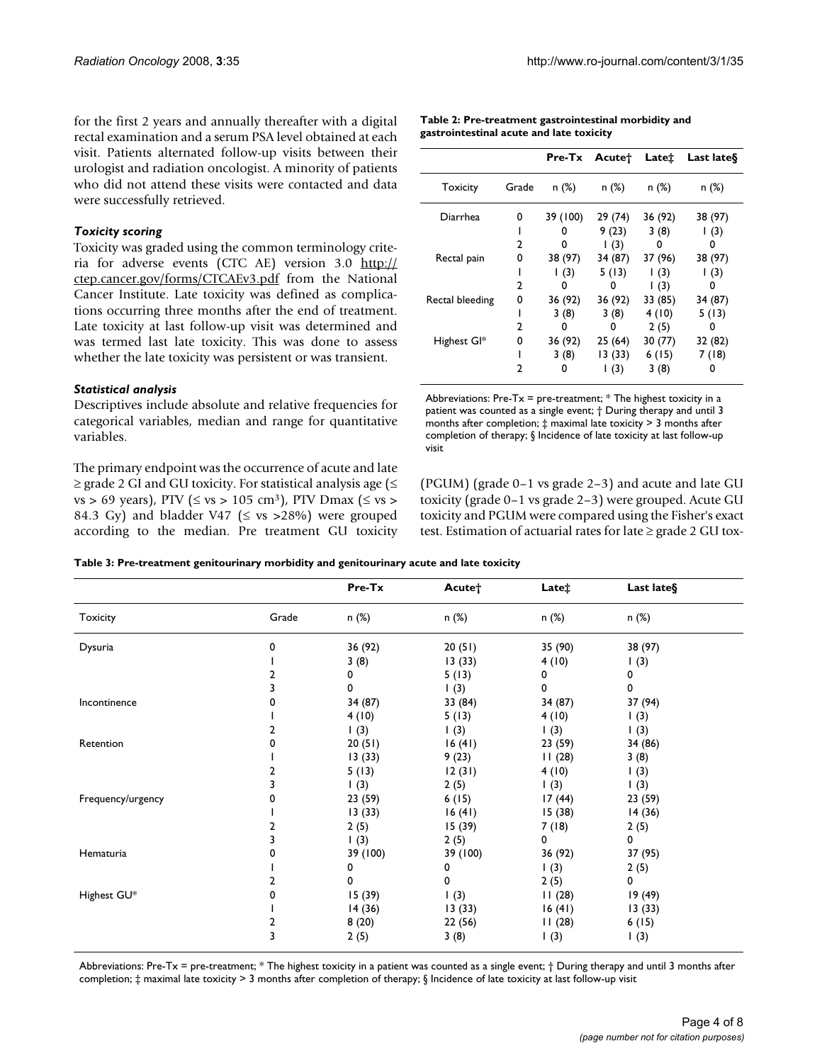for the first 2 years and annually thereafter with a digital rectal examination and a serum PSA level obtained at each visit. Patients alternated follow-up visits between their urologist and radiation oncologist. A minority of patients who did not attend these visits were contacted and data were successfully retrieved.

### Toxicity scoring

Toxicity was graded using the common terminology criteria for adverse events (CTC AE) version 3.0 http://ctep.cancer.gov/forms/CTCAEv3.pdf from the National Cancer Institute. Late toxicity was defined as complications occurring three months after the end of treatment. Late toxicity at last follow-up visit was determined and was termed last late toxicity. This was done to assess whether the late toxicity was persistent or was transient.

### Statistical analysis

Descriptives include absolute and relative frequencies for categorical variables, median and range for quantitative variables.

The primary endpoint was the occurrence of acute and late ≥ grade 2 GI and GU toxicity. For statistical analysis age (≤ vs > 69 years), PTV (≤ vs > 105 cm³), PTV Dmax (≤ vs > 84.3 Gy) and bladder V47 (≤ vs >28%) were grouped according to the median. Pre treatment GU toxicity (PGUM) (grade 0–1 vs grade 2–3) and acute and late GU toxicity (grade 0–1 vs grade 2–3) were grouped. Acute GU toxicity and PGUM were compared using the Fisher's exact test. Estimation of actuarial rates for late ≥ grade 2 GU tox-

**Table 2: Pre-treatment gastrointestinal morbidity and gastrointestinal acute and late toxicity**

| | | Pre-Tx | Acute† | Late‡ | Last late§ |
|---|---|---|---|---|---|
| Toxicity | Grade | n (%) | n (%) | n (%) | n (%) |
| Diarrhea | 0 | 39 (100) | 29 (74) | 36 (92) | 38 (97) |
| | 1 | 0 | 9 (23) | 3 (8) | 1 (3) |
| | 2 | 0 | 1 (3) | 0 | 0 |
| Rectal pain | 0 | 38 (97) | 34 (87) | 37 (96) | 38 (97) |
| | 1 | 1 (3) | 5 (13) | 1 (3) | 1 (3) |
| | 2 | 0 | 0 | 1 (3) | 0 |
| Rectal bleeding | 0 | 36 (92) | 36 (92) | 33 (85) | 34 (87) |
| | 1 | 3 (8) | 3 (8) | 4 (10) | 5 (13) |
| | 2 | 0 | 0 | 2 (5) | 0 |
| Highest GI* | 0 | 36 (92) | 25 (64) | 30 (77) | 32 (82) |
| | 1 | 3 (8) | 13 (33) | 6 (15) | 7 (18) |
| | 2 | 0 | 1 (3) | 3 (8) | 0 |

Abbreviations: Pre-Tx = pre-treatment; * The highest toxicity in a patient was counted as a single event; † During therapy and until 3 months after completion; ‡ maximal late toxicity > 3 months after completion of therapy; § Incidence of late toxicity at last follow-up visit

**Table 3: Pre-treatment genitourinary morbidity and genitourinary acute and late toxicity**

| | | Pre-Tx | Acute† | Late‡ | Last late§ |
|---|---|---|---|---|---|
| Toxicity | Grade | n (%) | n (%) | n (%) | n (%) |
| Dysuria | 0 | 36 (92) | 20 (51) | 35 (90) | 38 (97) |
| | 1 | 3 (8) | 13 (33) | 4 (10) | 1 (3) |
| | 2 | 0 | 5 (13) | 0 | 0 |
| | 3 | 0 | 1 (3) | 0 | 0 |
| Incontinence | 0 | 34 (87) | 33 (84) | 34 (87) | 37 (94) |
| | 1 | 4 (10) | 5 (13) | 4 (10) | 1 (3) |
| | 2 | 1 (3) | 1 (3) | 1 (3) | 1 (3) |
| Retention | 0 | 20 (51) | 16 (41) | 23 (59) | 34 (86) |
| | 1 | 13 (33) | 9 (23) | 11 (28) | 3 (8) |
| | 2 | 5 (13) | 12 (31) | 4 (10) | 1 (3) |
| | 3 | 1 (3) | 2 (5) | 1 (3) | 1 (3) |
| Frequency/urgency | 0 | 23 (59) | 6 (15) | 17 (44) | 23 (59) |
| | 1 | 13 (33) | 16 (41) | 15 (38) | 14 (36) |
| | 2 | 2 (5) | 15 (39) | 7 (18) | 2 (5) |
| | 3 | 1 (3) | 2 (5) | 0 | 0 |
| Hematuria | 0 | 39 (100) | 39 (100) | 36 (92) | 37 (95) |
| | 1 | 0 | 0 | 1 (3) | 2 (5) |
| | 2 | 0 | 0 | 2 (5) | 0 |
| Highest GU* | 0 | 15 (39) | 1 (3) | 11 (28) | 19 (49) |
| | 1 | 14 (36) | 13 (33) | 16 (41) | 13 (33) |
| | 2 | 8 (20) | 22 (56) | 11 (28) | 6 (15) |
| | 3 | 2 (5) | 3 (8) | 1 (3) | 1 (3) |

Abbreviations: Pre-Tx = pre-treatment; * The highest toxicity in a patient was counted as a single event; † During therapy and until 3 months after completion; ‡ maximal late toxicity > 3 months after completion of therapy; § Incidence of late toxicity at last follow-up visit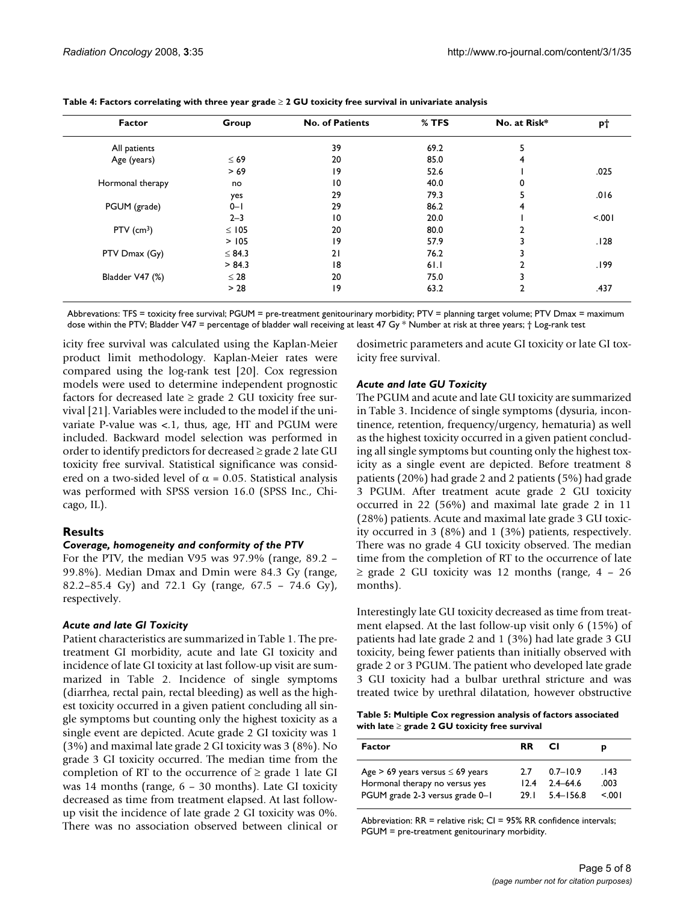**Table 4: Factors correlating with three year grade ≥ 2 GU toxicity free survival in univariate analysis**

| Factor | Group | No. of Patients | % TFS | No. at Risk* | p† |
|---|---|---|---|---|---|
| All patients | | 39 | 69.2 | 5 | |
| Age (years) | ≤ 69 | 20 | 85.0 | 4 | |
| | > 69 | 19 | 52.6 | 1 | .025 |
| Hormonal therapy | no | 10 | 40.0 | 0 | |
| | yes | 29 | 79.3 | 5 | .016 |
| PGUM (grade) | 0–1 | 29 | 86.2 | 4 | |
| | 2–3 | 10 | 20.0 | 1 | <.001 |
| PTV ($cm^3$) | ≤ 105 | 20 | 80.0 | 2 | |
| | > 105 | 19 | 57.9 | 3 | .128 |
| PTV Dmax (Gy) | ≤ 84.3 | 21 | 76.2 | 3 | |
| | > 84.3 | 18 | 61.1 | 2 | .199 |
| Bladder V47 (%) | ≤ 28 | 20 | 75.0 | 3 | |
| | > 28 | 19 | 63.2 | 2 | .437 |

Abbrevations: TFS = toxicity free survival; PGUM = pre-treatment genitourinary morbidity; PTV = planning target volume; PTV Dmax = maximum dose within the PTV; Bladder V47 = percentage of bladder wall receiving at least 47 Gy * Number at risk at three years; † Log-rank test

icity free survival was calculated using the Kaplan-Meier product limit methodology. Kaplan-Meier rates were compared using the log-rank test [20]. Cox regression models were used to determine independent prognostic factors for decreased late ≥ grade 2 GU toxicity free survival [21]. Variables were included to the model if the univariate P-value was <.1, thus, age, HT and PGUM were included. Backward model selection was performed in order to identify predictors for decreased ≥ grade 2 late GU toxicity free survival. Statistical significance was considered on a two-sided level of $\alpha = 0.05$. Statistical analysis was performed with SPSS version 16.0 (SPSS Inc., Chicago, IL).

## Results

### *Coverage, homogeneity and conformity of the PTV*

For the PTV, the median V95 was 97.9% (range, 89.2 – 99.8%). Median Dmax and Dmin were 84.3 Gy (range, 82.2–85.4 Gy) and 72.1 Gy (range, 67.5 – 74.6 Gy), respectively.

### *Acute and late GI Toxicity*

Patient characteristics are summarized in Table 1. The pre-treatment GI morbidity, acute and late GI toxicity and incidence of late GI toxicity at last follow-up visit are summarized in Table 2. Incidence of single symptoms (diarrhea, rectal pain, rectal bleeding) as well as the highest toxicity occurred in a given patient concluding all single symptoms but counting only the highest toxicity as a single event are depicted. Acute grade 2 GI toxicity was 1 (3%) and maximal late grade 2 GI toxicity was 3 (8%). No grade 3 GI toxicity occurred. The median time from the completion of RT to the occurrence of ≥ grade 1 late GI was 14 months (range, 6 – 30 months). Late GI toxicity decreased as time from treatment elapsed. At last follow-up visit the incidence of late grade 2 GI toxicity was 0%. There was no association observed between clinical or dosimetric parameters and acute GI toxicity or late GI toxicity free survival.

### *Acute and late GU Toxicity*

The PGUM and acute and late GU toxicity are summarized in Table 3. Incidence of single symptoms (dysuria, incontinence, retention, frequency/urgency, hematuria) as well as the highest toxicity occurred in a given patient concluding all single symptoms but counting only the highest toxicity as a single event are depicted. Before treatment 8 patients (20%) had grade 2 and 2 patients (5%) had grade 3 PGUM. After treatment acute grade 2 GU toxicity occurred in 22 (56%) and maximal late grade 2 in 11 (28%) patients. Acute and maximal late grade 3 GU toxicity occurred in 3 (8%) and 1 (3%) patients, respectively. There was no grade 4 GU toxicity observed. The median time from the completion of RT to the occurrence of late ≥ grade 2 GU toxicity was 12 months (range, 4 – 26 months).

Interestingly late GU toxicity decreased as time from treatment elapsed. At the last follow-up visit only 6 (15%) of patients had late grade 2 and 1 (3%) had late grade 3 GU toxicity, being fewer patients than initially observed with grade 2 or 3 PGUM. The patient who developed late grade 3 GU toxicity had a bulbar urethral stricture and was treated twice by urethral dilatation, however obstructive

**Table 5: Multiple Cox regression analysis of factors associated with late ≥ grade 2 GU toxicity free survival**

| Factor | RR | CI | p |
|---|---|---|---|
| Age > 69 years versus ≤ 69 years | 2.7 | 0.7–10.9 | .143 |
| Hormonal therapy no versus yes | 12.4 | 2.4–64.6 | .003 |
| PGUM grade 2-3 versus grade 0–1 | 29.1 | 5.4–156.8 | <.001 |

Abbreviation: RR = relative risk; CI = 95% RR confidence intervals; PGUM = pre-treatment genitourinary morbidity.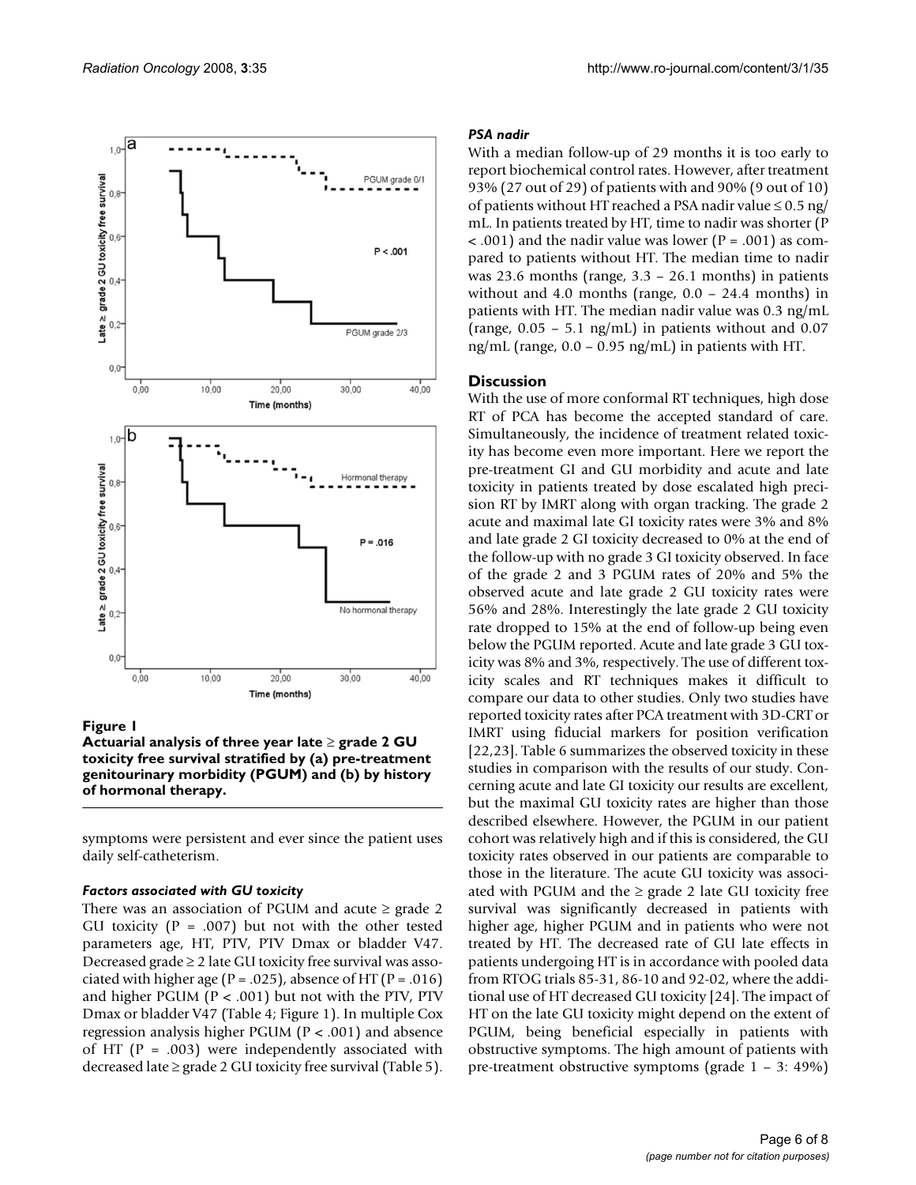**Figure 1**
**Actuarial analysis of three year late ≥ grade 2 GU toxicity free survival stratified by (a) pre-treatment genitourinary morbidity (PGUM) and (b) by history of hormonal therapy.**

symptoms were persistent and ever since the patient uses daily self-catheterism.

### *Factors associated with GU toxicity*

There was an association of PGUM and acute ≥ grade 2 GU toxicity ($P = .007$) but not with the other tested parameters age, HT, PTV, PTV Dmax or bladder V47. Decreased grade ≥ 2 late GU toxicity free survival was associated with higher age ($P = .025$), absence of HT ($P = .016$) and higher PGUM ($P < .001$) but not with the PTV, PTV Dmax or bladder V47 (Table 4; Figure 1). In multiple Cox regression analysis higher PGUM ($P < .001$) and absence of HT ($P = .003$) were independently associated with decreased late ≥ grade 2 GU toxicity free survival (Table 5).

### *PSA nadir*

With a median follow-up of 29 months it is too early to report biochemical control rates. However, after treatment 93% (27 out of 29) of patients with and 90% (9 out of 10) of patients without HT reached a PSA nadir value ≤ 0.5 ng/mL. In patients treated by HT, time to nadir was shorter ($P < .001$) and the nadir value was lower ($P = .001$) as compared to patients without HT. The median time to nadir was 23.6 months (range, 3.3 – 26.1 months) in patients without and 4.0 months (range, 0.0 – 24.4 months) in patients with HT. The median nadir value was 0.3 ng/mL (range, 0.05 – 5.1 ng/mL) in patients without and 0.07 ng/mL (range, 0.0 – 0.95 ng/mL) in patients with HT.

## Discussion

With the use of more conformal RT techniques, high dose RT of PCA has become the accepted standard of care. Simultaneously, the incidence of treatment related toxicity has become even more important. Here we report the pre-treatment GI and GU morbidity and acute and late toxicity in patients treated by dose escalated high precision RT by IMRT along with organ tracking. The grade 2 acute and maximal late GI toxicity rates were 3% and 8% and late grade 2 GI toxicity decreased to 0% at the end of the follow-up with no grade 3 GI toxicity observed. In face of the grade 2 and 3 PGUM rates of 20% and 5% the observed acute and late grade 2 GU toxicity rates were 56% and 28%. Interestingly the late grade 2 GU toxicity rate dropped to 15% at the end of follow-up being even below the PGUM reported. Acute and late grade 3 GU toxicity was 8% and 3%, respectively. The use of different toxicity scales and RT techniques makes it difficult to compare our data to other studies. Only two studies have reported toxicity rates after PCA treatment with 3D-CRT or IMRT using fiducial markers for position verification [22,23]. Table 6 summarizes the observed toxicity in these studies in comparison with the results of our study. Concerning acute and late GI toxicity our results are excellent, but the maximal GU toxicity rates are higher than those described elsewhere. However, the PGUM in our patient cohort was relatively high and if this is considered, the GU toxicity rates observed in our patients are comparable to those in the literature. The acute GU toxicity was associated with PGUM and the ≥ grade 2 late GU toxicity free survival was significantly decreased in patients with higher age, higher PGUM and in patients who were not treated by HT. The decreased rate of GU late effects in patients undergoing HT is in accordance with pooled data from RTOG trials 85-31, 86-10 and 92-02, where the additional use of HT decreased GU toxicity [24]. The impact of HT on the late GU toxicity might depend on the extent of PGUM, being beneficial especially in patients with obstructive symptoms. The high amount of patients with pre-treatment obstructive symptoms (grade 1 – 3: 49%)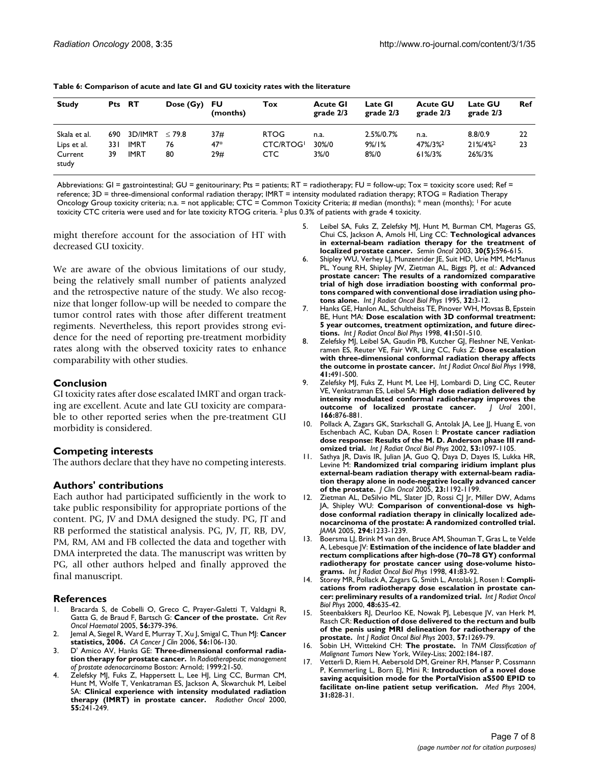**Table 6: Comparison of acute and late GI and GU toxicity rates with the literature**

| Study | Pts | RT | Dose (Gy) | FU (months) | Tox | Acute GI grade 2/3 | Late GI grade 2/3 | Acute GU grade 2/3 | Late GU grade 2/3 | Ref |
|---|---|---|---|---|---|---|---|---|---|---|
| Skala et al. | 690 | 3D/IMRT | ≤ 79.8 | 37# | RTOG | n.a. | 2.5%/0.7% | n.a. | 8.8/0.9 | 22 |
| Lips et al. | 331 | IMRT | 76 | 47* | CTC/RTOG[1] | 30%/0 | 9%/1% | 47%/3%[2] | 21%/4%[2] | 23 |
| Current study | 39 | IMRT | 80 | 29# | CTC | 3%/0 | 8%/0 | 61%/3% | 26%/3% | |

Abbreviations: GI = gastrointestinal; GU = genitourinary; Pts = patients; RT = radiotherapy; FU = follow-up; Tox = toxicity score used; Ref = reference; 3D = three-dimensional conformal radiation therapy; IMRT = intensity modulated radiation therapy; RTOG = Radiation Therapy Oncology Group toxicity criteria; n.a. = not applicable; CTC = Common Toxicity Criteria; # median (months); * mean (months); [1] For acute toxicity CTC criteria were used and for late toxicity RTOG criteria. [2] plus 0.3% of patients with grade 4 toxicity.

might therefore account for the association of HT with decreased GU toxicity.

We are aware of the obvious limitations of our study, being the relatively small number of patients analyzed and the retrospective nature of the study. We also recognize that longer follow-up will be needed to compare the tumor control rates with those after different treatment regiments. Nevertheless, this report provides strong evidence for the need of reporting pre-treatment morbidity rates along with the observed toxicity rates to enhance comparability with other studies.

## Conclusion

GI toxicity rates after dose escalated IMRT and organ tracking are excellent. Acute and late GU toxicity are comparable to other reported series when the pre-treatment GU morbidity is considered.

## Competing interests

The authors declare that they have no competing interests.

## Authors' contributions

Each author had participated sufficiently in the work to take public responsibility for appropriate portions of the content. PG, JV and DMA designed the study. PG, JT and RB performed the statistical analysis. PG, JV, JT, RB, DV, PM, RM, AM and FB collected the data and together with DMA interpreted the data. The manuscript was written by PG, all other authors helped and finally approved the final manuscript.

## References

1. Bracarda S, de Cobelli O, Greco C, Prayer-Galetti T, Valdagni R, Gatta G, de Braud F, Bartsch G: **Cancer of the prostate.** *Crit Rev Oncol Haematol* 2005, **56:**379-396.
2. Jemal A, Siegel R, Ward E, Murray T, Xu J, Smigal C, Thun MJ: **Cancer statistics, 2006.** *CA Cancer J Clin* 2006, **56:**106-130.
3. D' Amico AV, Hanks GE: **Three-dimensional conformal radiation therapy for prostate cancer.** In *Radiotherapeutic management of prostate adenocarcinoma* Boston: Arnold; 1999:21-50.
4. Zelefsky MJ, Fuks Z, Happersett L, Lee HJ, Ling CC, Burman CM, Hunt M, Wolfe T, Venkatraman ES, Jackson A, Skwarchuk M, Leibel SA: **Clinical experience with intensity modulated radiation therapy (IMRT) in prostate cancer.** *Radiother Oncol* 2000, **55:**241-249.
5. Leibel SA, Fuks Z, Zelefsky MJ, Hunt M, Burman CM, Mageras GS, Chui CS, Jackson A, Amols HI, Ling CC: **Technological advances in external-beam radiation therapy for the treatment of localized prostate cancer.** *Semin Oncol* 2003, **30(5):**596-615.
6. Shipley WU, Verhey LJ, Munzenrider JE, Suit HD, Urie MM, McManus PL, Young RH, Shipley JW, Zietman AL, Biggs PJ, *et al.*: **Advanced prostate cancer: The results of a randomized comparative trial of high dose irradiation boosting with conformal protons compared with conventional dose irradiation using photons alone.** *Int J Radiat Oncol Biol Phys* 1995, **32:**3-12.
7. Hanks GE, Hanlon AL, Schultheiss TE, Pinover WH, Movsas B, Epstein BE, Hunt MA: **Dose escalation with 3D conformal treatment: 5 year outcomes, treatment optimization, and future directions.** *Int J Radiat Oncol Biol Phys* 1998, **41:**501-510.
8. Zelefsky MJ, Leibel SA, Gaudin PB, Kutcher GJ, Fleshner NE, Venkatramen ES, Reuter VE, Fair WR, Ling CC, Fuks Z: **Dose escalation with three-dimensional conformal radiation therapy affects the outcome in prostate cancer.** *Int J Radiat Oncol Biol Phys* 1998, **41:**491-500.
9. Zelefsky MJ, Fuks Z, Hunt M, Lee HJ, Lombardi D, Ling CC, Reuter VE, Venkatraman ES, Leibel SA: **High dose radiation delivered by intensity modulated conformal radiotherapy improves the outcome of localized prostate cancer.** *J Urol* 2001, **166:**876-881.
10. Pollack A, Zagars GK, Starkschall G, Antolak JA, Lee JJ, Huang E, von Eschenbach AC, Kuban DA, Rosen I: **Prostate cancer radiation dose response: Results of the M. D. Anderson phase III randomized trial.** *Int J Radiat Oncol Biol Phys* 2002, **53:**1097-1105.
11. Sathya JR, Davis IR, Julian JA, Guo Q, Daya D, Dayes IS, Lukka HR, Levine M: **Randomized trial comparing iridium implant plus external-beam radiation therapy with external-beam radiation therapy alone in node-negative locally advanced cancer of the prostate.** *J Clin Oncol* 2005, **23:**1192-1199.
12. Zietman AL, DeSilvio ML, Slater JD, Rossi CJ Jr, Miller DW, Adams JA, Shipley WU: **Comparison of conventional-dose vs high-dose conformal radiation therapy in clinically localized adenocarcinoma of the prostate: A randomized controlled trial.** *JAMA* 2005, **294:**1233-1239.
13. Boersma LJ, Brink M van den, Bruce AM, Shouman T, Gras L, te Velde A, Lebesque JV: **Estimation of the incidence of late bladder and rectum complications after high-dose (70–78 GY) conformal radiotherapy for prostate cancer using dose-volume histograms.** *Int J Radiat Oncol Biol Phys* 1998, **41:**83-92.
14. Storey MR, Pollack A, Zagars G, Smith L, Antolak J, Rosen I: **Complications from radiotherapy dose escalation in prostate cancer: preliminary results of a randomized trial.** *Int J Radiat Oncol Biol Phys* 2000, **48:**635-42.
15. Steenbakkers RJ, Deurloo KE, Nowak PJ, Lebesque JV, van Herk M, Rasch CR: **Reduction of dose delivered to the rectum and bulb of the penis using MRI delineation for radiotherapy of the prostate.** *Int J Radiat Oncol Biol Phys* 2003, **57:**1269-79.
16. Sobin LH, Wittekind CH: **The prostate.** In *TNM Classification of Malignant Tumors* New York, Wiley-Liss; 2002:184-187.
17. Vetterli D, Riem H, Aebersold DM, Greiner RH, Manser P, Cossmann P, Kemmerling L, Born EJ, Mini R: **Introduction of a novel dose saving acquisition mode for the PortalVision aS500 EPID to facilitate on-line patient setup verification.** *Med Phys* 2004, **31:**828-31.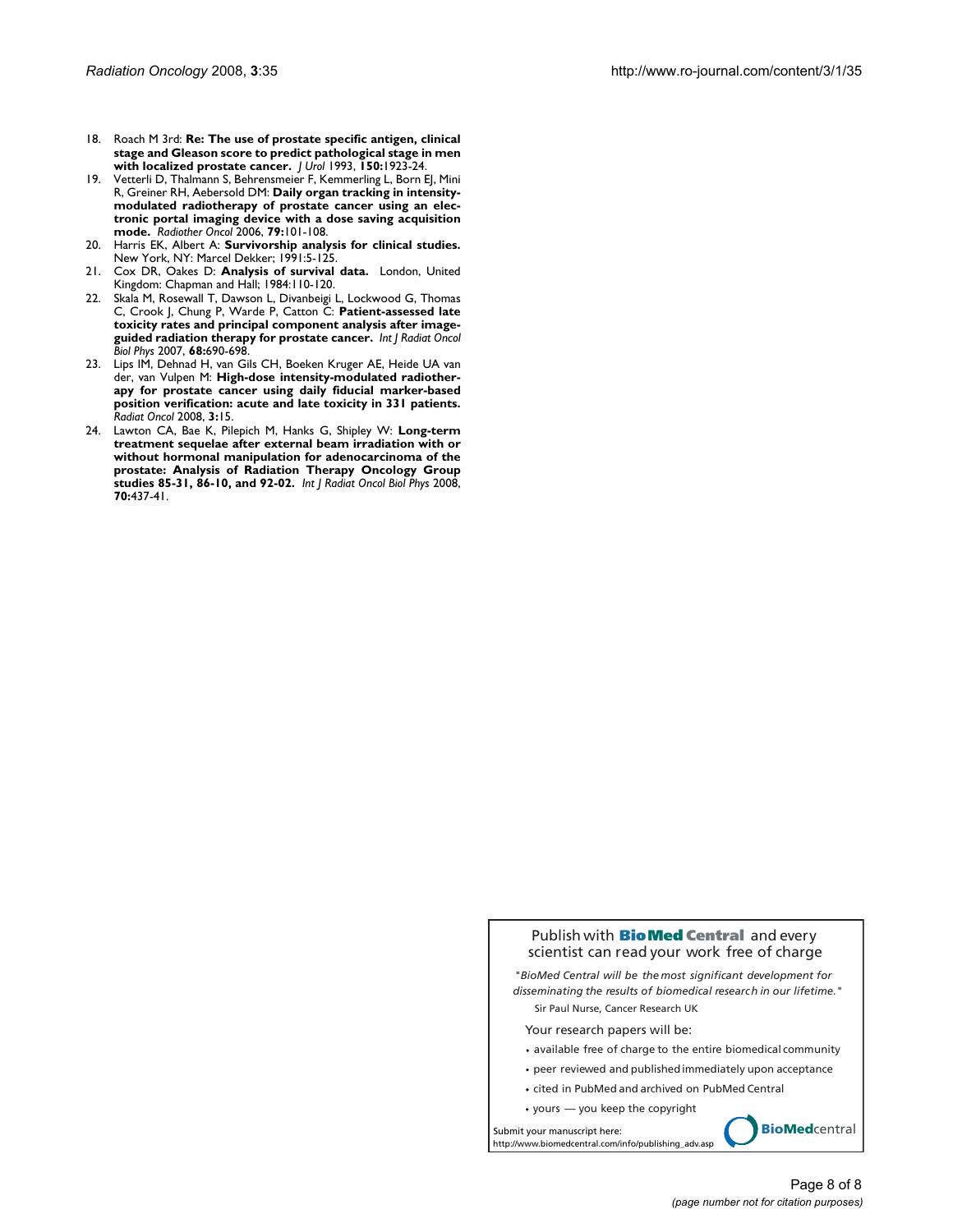18. Roach M 3rd: **Re: The use of prostate specific antigen, clinical stage and Gleason score to predict pathological stage in men with localized prostate cancer.** *J Urol* 1993, **150:**1923-24.
19. Vetterli D, Thalmann S, Behrensmeier F, Kemmerling L, Born EJ, Mini R, Greiner RH, Aebersold DM: **Daily organ tracking in intensity-modulated radiotherapy of prostate cancer using an electronic portal imaging device with a dose saving acquisition mode.** *Radiother Oncol* 2006, **79:**101-108.
20. Harris EK, Albert A: **Survivorship analysis for clinical studies.** New York, NY: Marcel Dekker; 1991:5-125.
21. Cox DR, Oakes D: **Analysis of survival data.** London, United Kingdom: Chapman and Hall; 1984:110-120.
22. Skala M, Rosewall T, Dawson L, Divanbeigi L, Lockwood G, Thomas C, Crook J, Chung P, Warde P, Catton C: **Patient-assessed late toxicity rates and principal component analysis after image-guided radiation therapy for prostate cancer.** *Int J Radiat Oncol Biol Phys* 2007, **68:**690-698.
23. Lips IM, Dehnad H, van Gils CH, Boeken Kruger AE, Heide UA van der, van Vulpen M: **High-dose intensity-modulated radiotherapy for prostate cancer using daily fiducial marker-based position verification: acute and late toxicity in 331 patients.** *Radiat Oncol* 2008, **3:**15.
24. Lawton CA, Bae K, Pilepich M, Hanks G, Shipley W: **Long-term treatment sequelae after external beam irradiation with or without hormonal manipulation for adenocarcinoma of the prostate: Analysis of Radiation Therapy Oncology Group studies 85-31, 86-10, and 92-02.** *Int J Radiat Oncol Biol Phys* 2008, **70:**437-41.

Publish with **BioMed Central** and every scientist can read your work free of charge

*"BioMed Central will be the most significant development for disseminating the results of biomedical research in our lifetime."*

Sir Paul Nurse, Cancer Research UK

Your research papers will be:

- available free of charge to the entire biomedical community
- peer reviewed and published immediately upon acceptance
- cited in PubMed and archived on PubMed Central
- yours — you keep the copyright

Submit your manuscript here:
http://www.biomedcentral.com/info/publishing_adv.asp

**BioMed**central